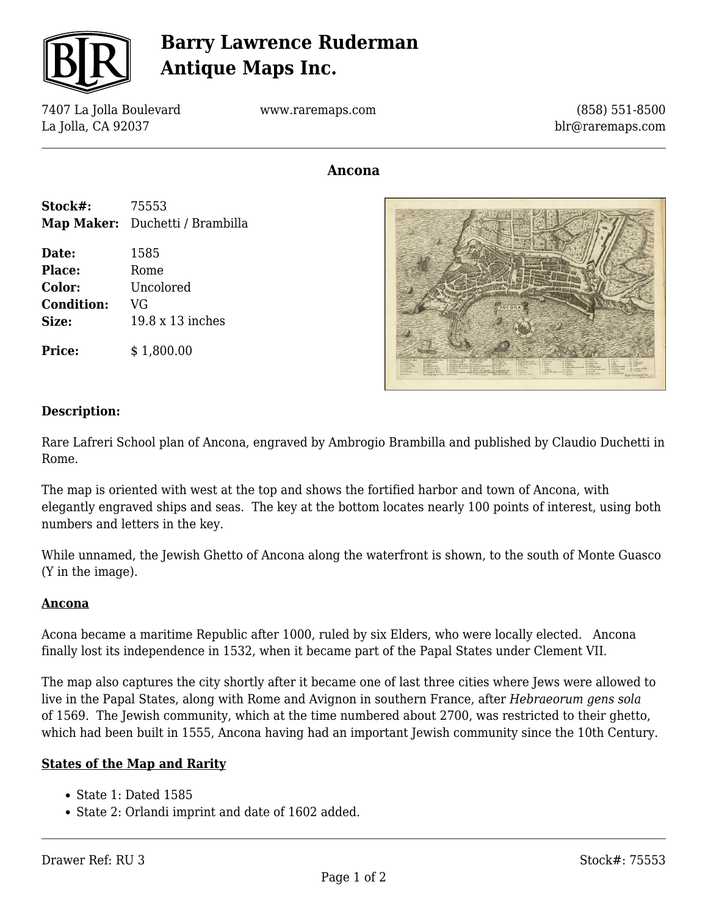# Barry Lawrence Ruderman Antique Maps Inc.

7407 La Jolla Boulevard
La Jolla, CA 92037

www.raremaps.com

(858) 551-8500
blr@raremaps.com

## Ancona

**Stock#:** 75553
**Map Maker:** Duchetti / Brambilla

**Date:** 1585
**Place:** Rome
**Color:** Uncolored
**Condition:** VG
**Size:** 19.8 x 13 inches

**Price:** $ 1,800.00

### Description:

Rare Lafreri School plan of Ancona, engraved by Ambrogio Brambilla and published by Claudio Duchetti in Rome.

The map is oriented with west at the top and shows the fortified harbor and town of Ancona, with elegantly engraved ships and seas. The key at the bottom locates nearly 100 points of interest, using both numbers and letters in the key.

While unnamed, the Jewish Ghetto of Ancona along the waterfront is shown, to the south of Monte Guasco (Y in the image).

**Ancona**

Acona became a maritime Republic after 1000, ruled by six Elders, who were locally elected. Ancona finally lost its independence in 1532, when it became part of the Papal States under Clement VII.

The map also captures the city shortly after it became one of last three cities where Jews were allowed to live in the Papal States, along with Rome and Avignon in southern France, after *Hebraeorum gens sola* of 1569. The Jewish community, which at the time numbered about 2700, was restricted to their ghetto, which had been built in 1555, Ancona having had an important Jewish community since the 10th Century.

**States of the Map and Rarity**

- State 1: Dated 1585
- State 2: Orlandi imprint and date of 1602 added.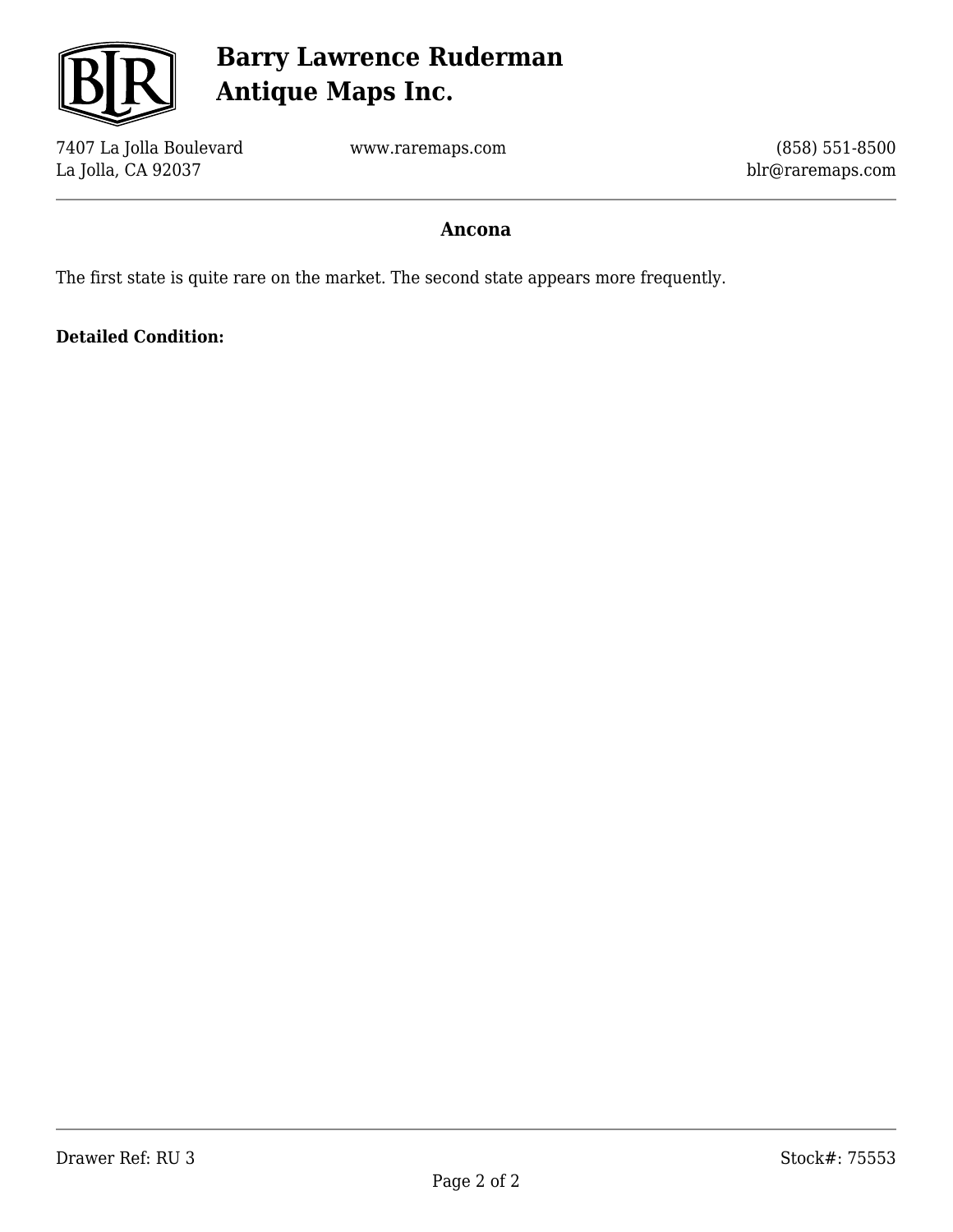### Ancona

The first state is quite rare on the market. The second state appears more frequently.

**Detailed Condition:**